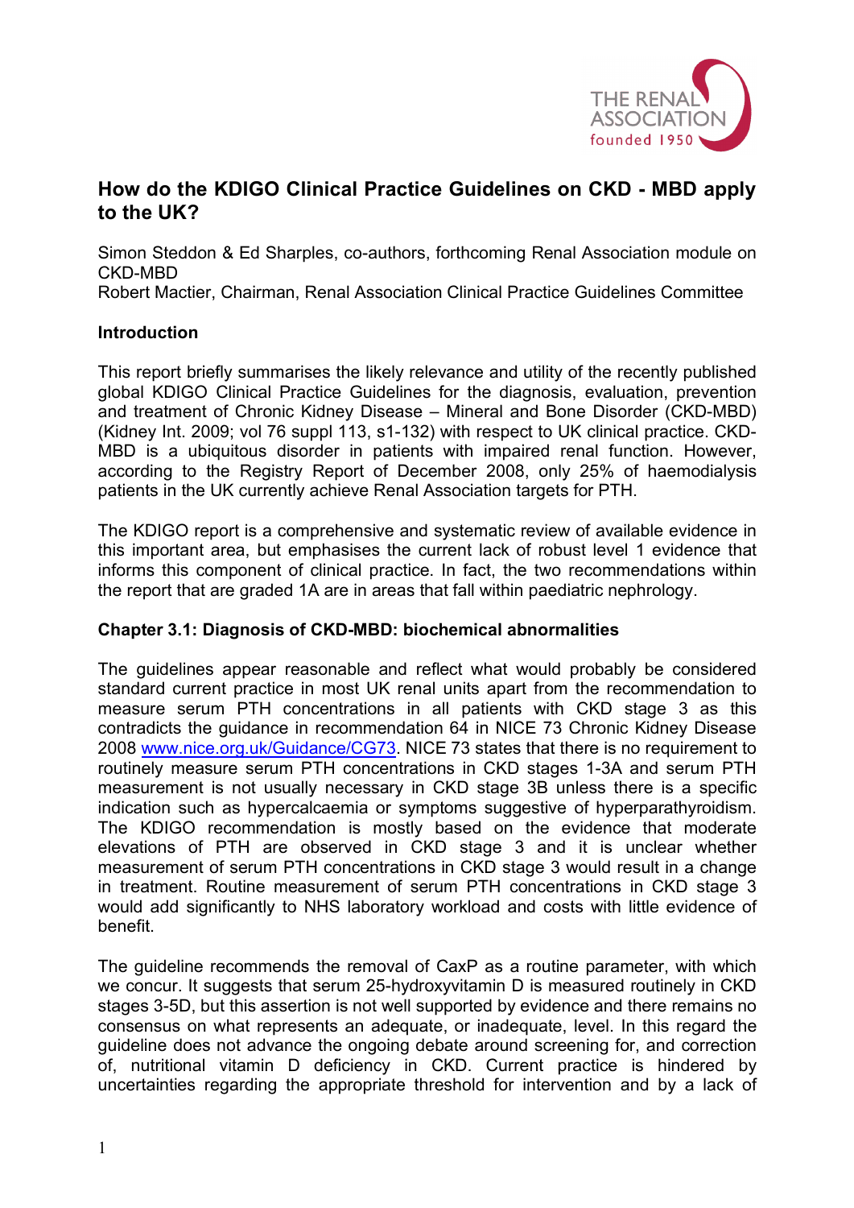# How do the KDIGO Clinical Practice Guidelines on CKD - MBD apply to the UK?

Simon Steddon & Ed Sharples, co-authors, forthcoming Renal Association module on CKD-MBD
Robert Mactier, Chairman, Renal Association Clinical Practice Guidelines Committee

## Introduction

This report briefly summarises the likely relevance and utility of the recently published global KDIGO Clinical Practice Guidelines for the diagnosis, evaluation, prevention and treatment of Chronic Kidney Disease – Mineral and Bone Disorder (CKD-MBD) (Kidney Int. 2009; vol 76 suppl 113, s1-132) with respect to UK clinical practice. CKD-MBD is a ubiquitous disorder in patients with impaired renal function. However, according to the Registry Report of December 2008, only 25% of haemodialysis patients in the UK currently achieve Renal Association targets for PTH.

The KDIGO report is a comprehensive and systematic review of available evidence in this important area, but emphasises the current lack of robust level 1 evidence that informs this component of clinical practice. In fact, the two recommendations within the report that are graded 1A are in areas that fall within paediatric nephrology.

## Chapter 3.1: Diagnosis of CKD-MBD: biochemical abnormalities

The guidelines appear reasonable and reflect what would probably be considered standard current practice in most UK renal units apart from the recommendation to measure serum PTH concentrations in all patients with CKD stage 3 as this contradicts the guidance in recommendation 64 in NICE 73 Chronic Kidney Disease 2008 [www.nice.org.uk/Guidance/CG73](www.nice.org.uk/Guidance/CG73). NICE 73 states that there is no requirement to routinely measure serum PTH concentrations in CKD stages 1-3A and serum PTH measurement is not usually necessary in CKD stage 3B unless there is a specific indication such as hypercalcaemia or symptoms suggestive of hyperparathyroidism. The KDIGO recommendation is mostly based on the evidence that moderate elevations of PTH are observed in CKD stage 3 and it is unclear whether measurement of serum PTH concentrations in CKD stage 3 would result in a change in treatment. Routine measurement of serum PTH concentrations in CKD stage 3 would add significantly to NHS laboratory workload and costs with little evidence of benefit.

The guideline recommends the removal of CaxP as a routine parameter, with which we concur. It suggests that serum 25-hydroxyvitamin D is measured routinely in CKD stages 3-5D, but this assertion is not well supported by evidence and there remains no consensus on what represents an adequate, or inadequate, level. In this regard the guideline does not advance the ongoing debate around screening for, and correction of, nutritional vitamin D deficiency in CKD. Current practice is hindered by uncertainties regarding the appropriate threshold for intervention and by a lack of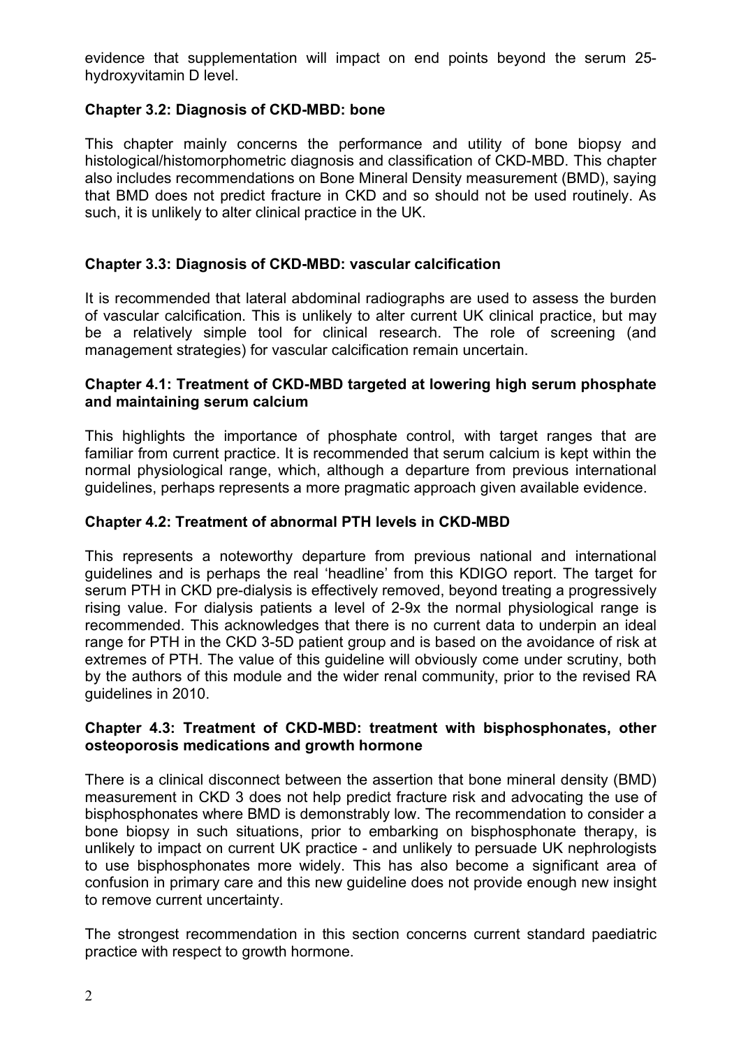evidence that supplementation will impact on end points beyond the serum 25-hydroxyvitamin D level.

**Chapter 3.2: Diagnosis of CKD-MBD: bone**

This chapter mainly concerns the performance and utility of bone biopsy and histological/histomorphometric diagnosis and classification of CKD-MBD. This chapter also includes recommendations on Bone Mineral Density measurement (BMD), saying that BMD does not predict fracture in CKD and so should not be used routinely. As such, it is unlikely to alter clinical practice in the UK.

**Chapter 3.3: Diagnosis of CKD-MBD: vascular calcification**

It is recommended that lateral abdominal radiographs are used to assess the burden of vascular calcification. This is unlikely to alter current UK clinical practice, but may be a relatively simple tool for clinical research. The role of screening (and management strategies) for vascular calcification remain uncertain.

**Chapter 4.1: Treatment of CKD-MBD targeted at lowering high serum phosphate and maintaining serum calcium**

This highlights the importance of phosphate control, with target ranges that are familiar from current practice. It is recommended that serum calcium is kept within the normal physiological range, which, although a departure from previous international guidelines, perhaps represents a more pragmatic approach given available evidence.

**Chapter 4.2: Treatment of abnormal PTH levels in CKD-MBD**

This represents a noteworthy departure from previous national and international guidelines and is perhaps the real 'headline' from this KDIGO report. The target for serum PTH in CKD pre-dialysis is effectively removed, beyond treating a progressively rising value. For dialysis patients a level of 2-9x the normal physiological range is recommended. This acknowledges that there is no current data to underpin an ideal range for PTH in the CKD 3-5D patient group and is based on the avoidance of risk at extremes of PTH. The value of this guideline will obviously come under scrutiny, both by the authors of this module and the wider renal community, prior to the revised RA guidelines in 2010.

**Chapter 4.3: Treatment of CKD-MBD: treatment with bisphosphonates, other osteoporosis medications and growth hormone**

There is a clinical disconnect between the assertion that bone mineral density (BMD) measurement in CKD 3 does not help predict fracture risk and advocating the use of bisphosphonates where BMD is demonstrably low. The recommendation to consider a bone biopsy in such situations, prior to embarking on bisphosphonate therapy, is unlikely to impact on current UK practice - and unlikely to persuade UK nephrologists to use bisphosphonates more widely. This has also become a significant area of confusion in primary care and this new guideline does not provide enough new insight to remove current uncertainty.

The strongest recommendation in this section concerns current standard paediatric practice with respect to growth hormone.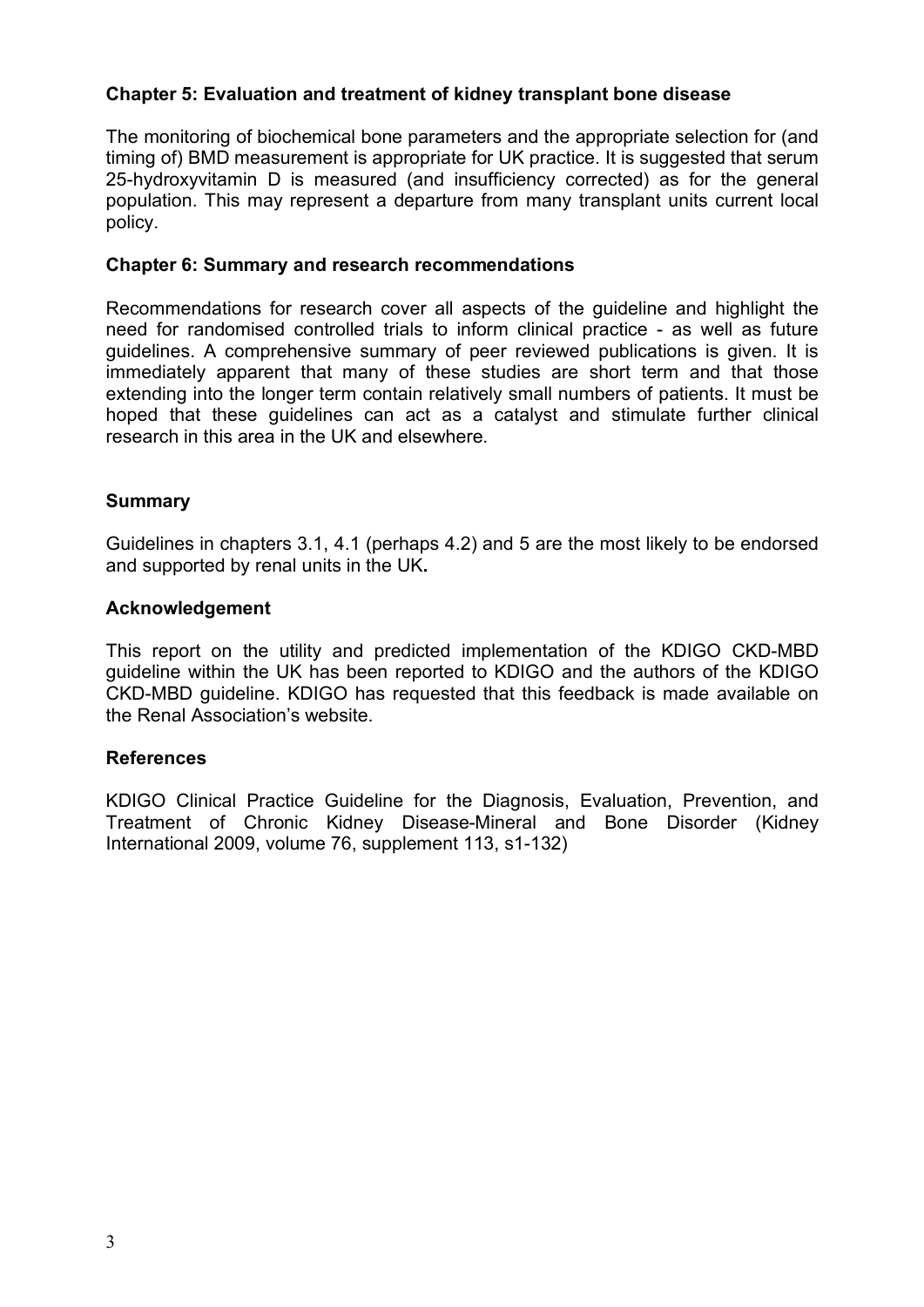### Chapter 5: Evaluation and treatment of kidney transplant bone disease

The monitoring of biochemical bone parameters and the appropriate selection for (and timing of) BMD measurement is appropriate for UK practice. It is suggested that serum 25-hydroxyvitamin D is measured (and insufficiency corrected) as for the general population. This may represent a departure from many transplant units current local policy.

### Chapter 6: Summary and research recommendations

Recommendations for research cover all aspects of the guideline and highlight the need for randomised controlled trials to inform clinical practice - as well as future guidelines. A comprehensive summary of peer reviewed publications is given. It is immediately apparent that many of these studies are short term and that those extending into the longer term contain relatively small numbers of patients. It must be hoped that these guidelines can act as a catalyst and stimulate further clinical research in this area in the UK and elsewhere.

### Summary

Guidelines in chapters 3.1, 4.1 (perhaps 4.2) and 5 are the most likely to be endorsed and supported by renal units in the UK**.**

### Acknowledgement

This report on the utility and predicted implementation of the KDIGO CKD-MBD guideline within the UK has been reported to KDIGO and the authors of the KDIGO CKD-MBD guideline. KDIGO has requested that this feedback is made available on the Renal Association's website.

### References

KDIGO Clinical Practice Guideline for the Diagnosis, Evaluation, Prevention, and Treatment of Chronic Kidney Disease-Mineral and Bone Disorder (Kidney International 2009, volume 76, supplement 113, s1-132)